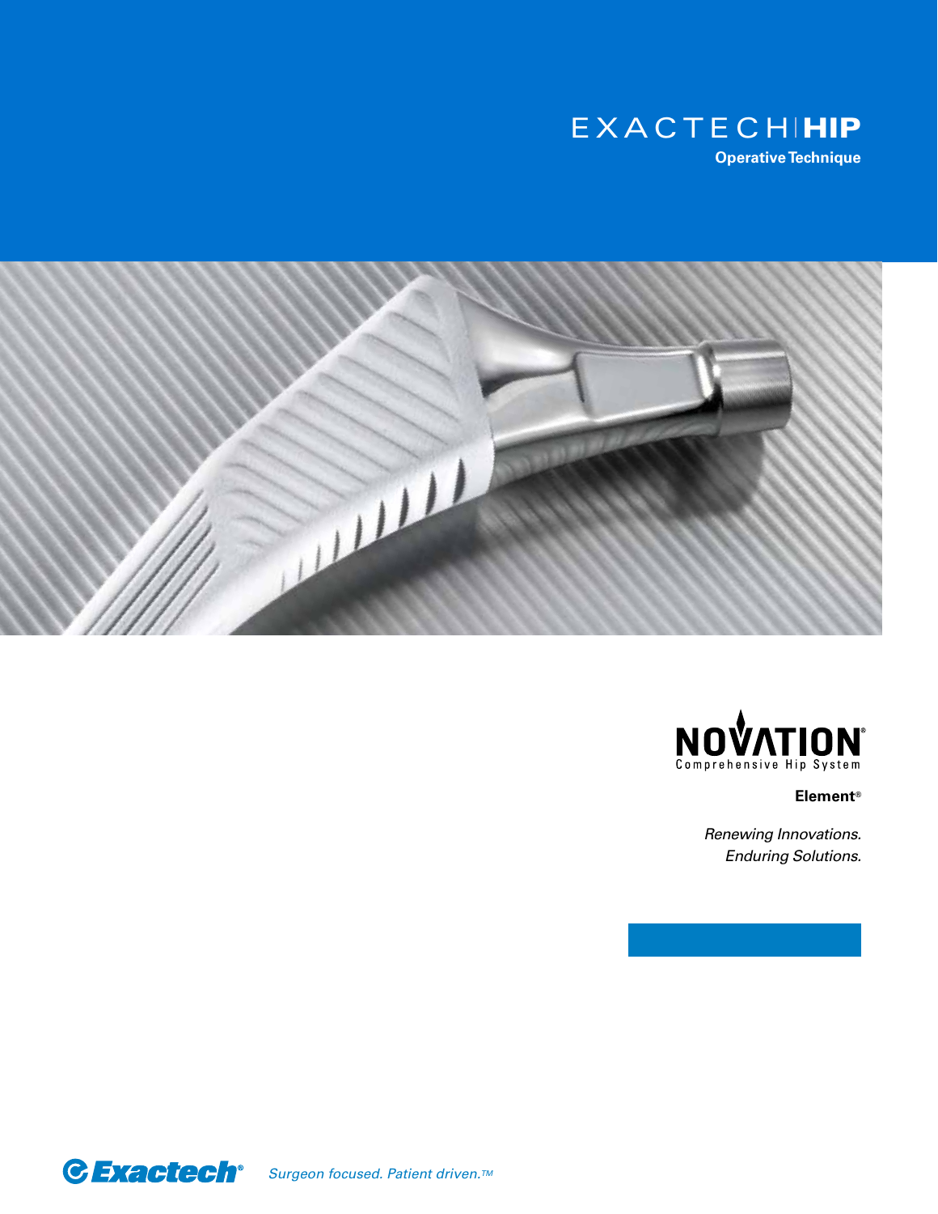# EXACTECH | HIP

**Operative Technique**

NOVATION®

Comprehensive Hip System

**Element®**

*Renewing Innovations.*
*Enduring Solutions.*

Exactech®

*Surgeon focused. Patient driven.™*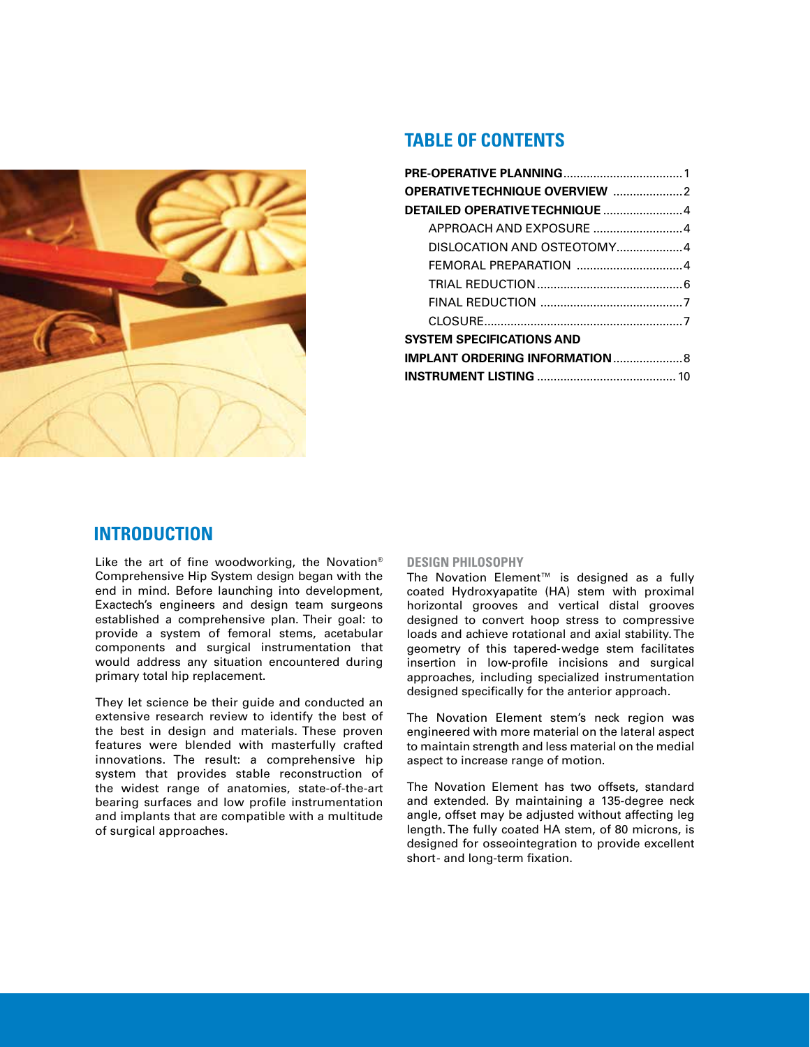## TABLE OF CONTENTS

**PRE-OPERATIVE PLANNING** .................................... 1
**OPERATIVE TECHNIQUE OVERVIEW** ..................... 2
**DETAILED OPERATIVE TECHNIQUE** ........................ 4
  APPROACH AND EXPOSURE ........................... 4
  DISLOCATION AND OSTEOTOMY.................... 4
  FEMORAL PREPARATION ................................ 4
  TRIAL REDUCTION ............................................ 6
  FINAL REDUCTION ........................................... 7
  CLOSURE ........................................................... 7
**SYSTEM SPECIFICATIONS AND IMPLANT ORDERING INFORMATION** ..................... 8
**INSTRUMENT LISTING** .......................................... 10

## INTRODUCTION

Like the art of fine woodworking, the Novation® Comprehensive Hip System design began with the end in mind. Before launching into development, Exactech's engineers and design team surgeons established a comprehensive plan. Their goal: to provide a system of femoral stems, acetabular components and surgical instrumentation that would address any situation encountered during primary total hip replacement.

They let science be their guide and conducted an extensive research review to identify the best of the best in design and materials. These proven features were blended with masterfully crafted innovations. The result: a comprehensive hip system that provides stable reconstruction of the widest range of anatomies, state-of-the-art bearing surfaces and low profile instrumentation and implants that are compatible with a multitude of surgical approaches.

### DESIGN PHILOSOPHY

The Novation Element™ is designed as a fully coated Hydroxyapatite (HA) stem with proximal horizontal grooves and vertical distal grooves designed to convert hoop stress to compressive loads and achieve rotational and axial stability. The geometry of this tapered-wedge stem facilitates insertion in low-profile incisions and surgical approaches, including specialized instrumentation designed specifically for the anterior approach.

The Novation Element stem's neck region was engineered with more material on the lateral aspect to maintain strength and less material on the medial aspect to increase range of motion.

The Novation Element has two offsets, standard and extended. By maintaining a 135-degree neck angle, offset may be adjusted without affecting leg length. The fully coated HA stem, of 80 microns, is designed for osseointegration to provide excellent short- and long-term fixation.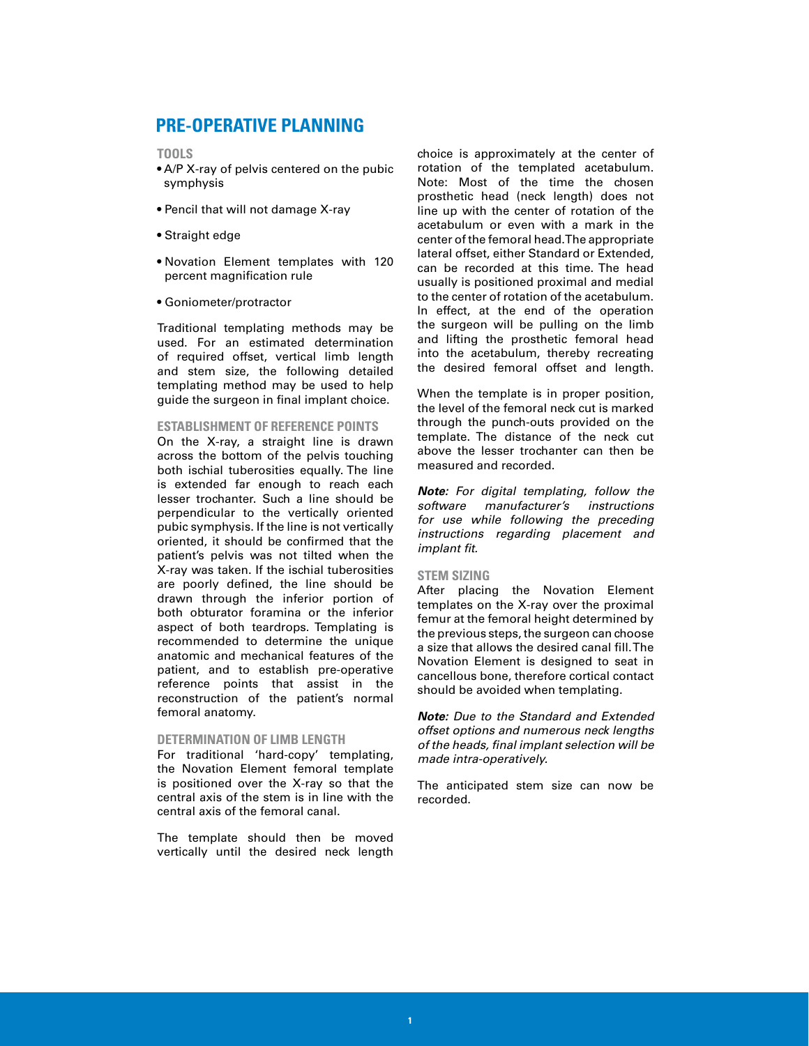# PRE-OPERATIVE PLANNING

## TOOLS

- A/P X-ray of pelvis centered on the pubic symphysis
- Pencil that will not damage X-ray
- Straight edge
- Novation Element templates with 120 percent magnification rule
- Goniometer/protractor

Traditional templating methods may be used. For an estimated determination of required offset, vertical limb length and stem size, the following detailed templating method may be used to help guide the surgeon in final implant choice.

## ESTABLISHMENT OF REFERENCE POINTS

On the X-ray, a straight line is drawn across the bottom of the pelvis touching both ischial tuberosities equally. The line is extended far enough to reach each lesser trochanter. Such a line should be perpendicular to the vertically oriented pubic symphysis. If the line is not vertically oriented, it should be confirmed that the patient's pelvis was not tilted when the X-ray was taken. If the ischial tuberosities are poorly defined, the line should be drawn through the inferior portion of both obturator foramina or the inferior aspect of both teardrops. Templating is recommended to determine the unique anatomic and mechanical features of the patient, and to establish pre-operative reference points that assist in the reconstruction of the patient's normal femoral anatomy.

## DETERMINATION OF LIMB LENGTH

For traditional 'hard-copy' templating, the Novation Element femoral template is positioned over the X-ray so that the central axis of the stem is in line with the central axis of the femoral canal.

The template should then be moved vertically until the desired neck length choice is approximately at the center of rotation of the templated acetabulum. Note: Most of the time the chosen prosthetic head (neck length) does not line up with the center of rotation of the acetabulum or even with a mark in the center of the femoral head. The appropriate lateral offset, either Standard or Extended, can be recorded at this time. The head usually is positioned proximal and medial to the center of rotation of the acetabulum. In effect, at the end of the operation the surgeon will be pulling on the limb and lifting the prosthetic femoral head into the acetabulum, thereby recreating the desired femoral offset and length.

When the template is in proper position, the level of the femoral neck cut is marked through the punch-outs provided on the template. The distance of the neck cut above the lesser trochanter can then be measured and recorded.

***Note:*** *For digital templating, follow the software manufacturer's instructions for use while following the preceding instructions regarding placement and implant fit.*

## STEM SIZING

After placing the Novation Element templates on the X-ray over the proximal femur at the femoral height determined by the previous steps, the surgeon can choose a size that allows the desired canal fill. The Novation Element is designed to seat in cancellous bone, therefore cortical contact should be avoided when templating.

***Note:*** *Due to the Standard and Extended offset options and numerous neck lengths of the heads, final implant selection will be made intra-operatively.*

The anticipated stem size can now be recorded.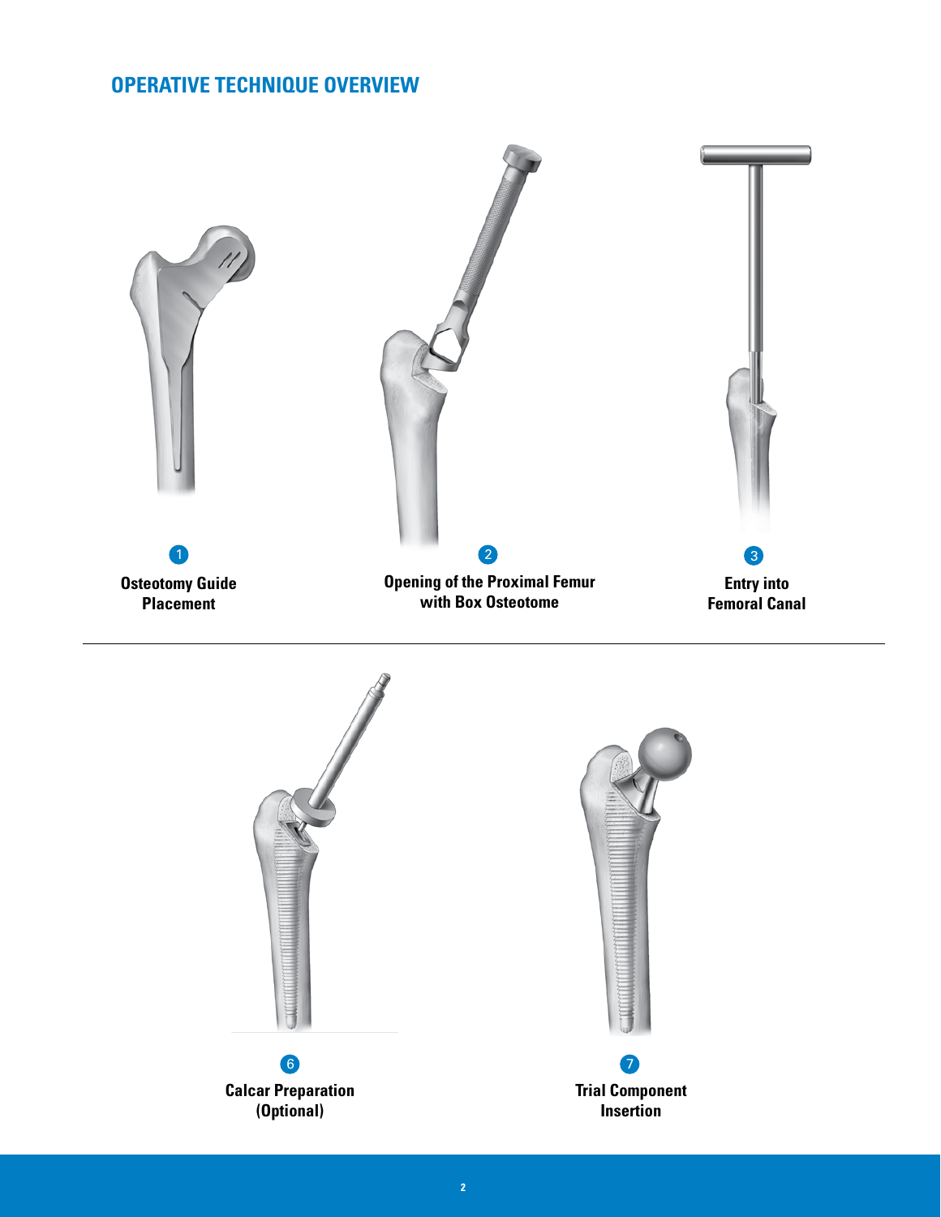## OPERATIVE TECHNIQUE OVERVIEW

1. **Osteotomy Guide Placement**

2. **Opening of the Proximal Femur with Box Osteotome**

3. **Entry into Femoral Canal**

6. **Calcar Preparation (Optional)**

7. **Trial Component Insertion**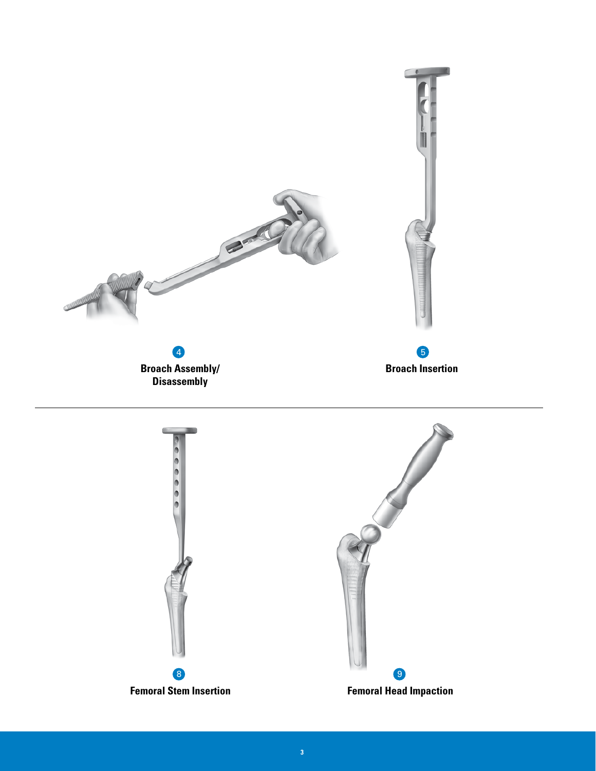4
**Broach Assembly/ Disassembly**

5
**Broach Insertion**

---

8
**Femoral Stem Insertion**

9
**Femoral Head Impaction**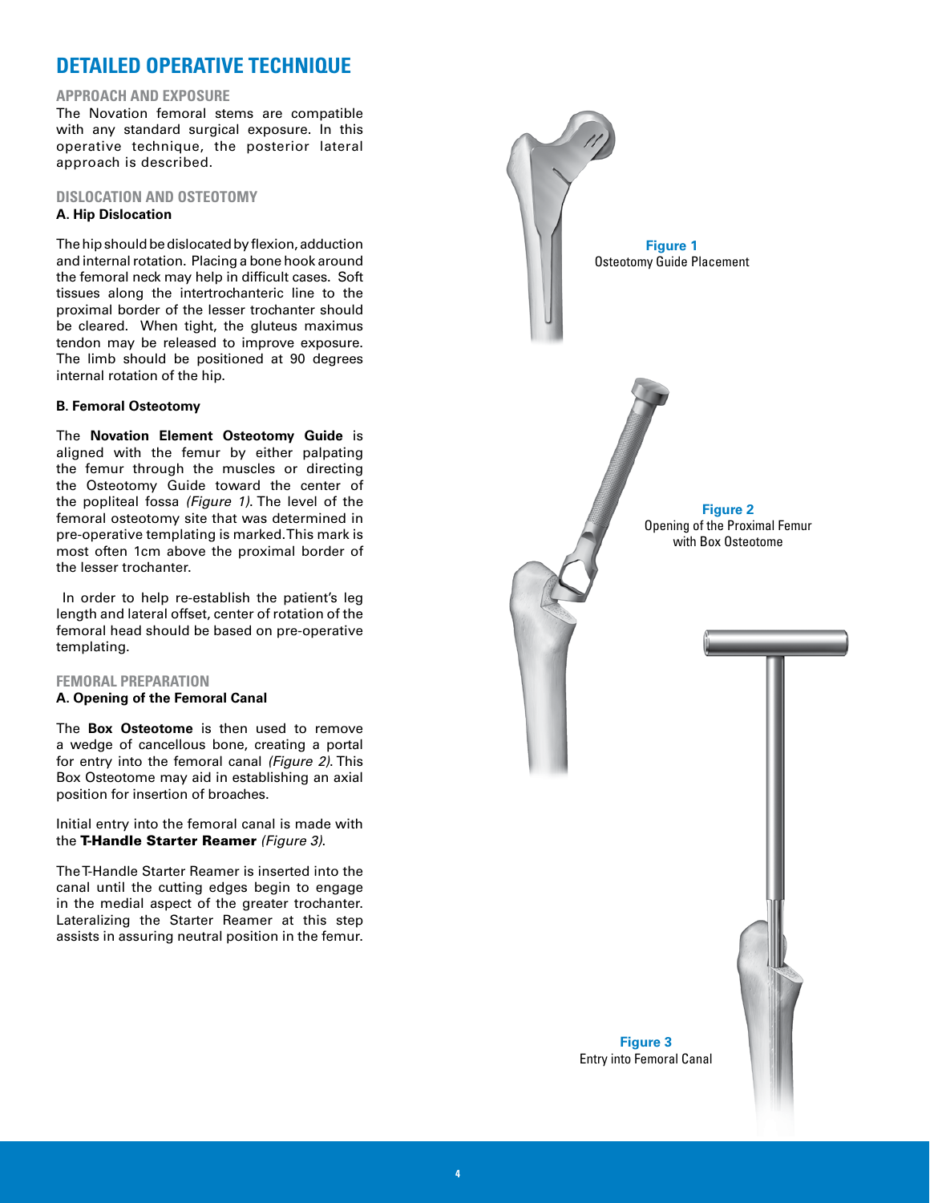# DETAILED OPERATIVE TECHNIQUE

## APPROACH AND EXPOSURE

The Novation femoral stems are compatible with any standard surgical exposure. In this operative technique, the posterior lateral approach is described.

## DISLOCATION AND OSTEOTOMY

### A. Hip Dislocation

The hip should be dislocated by flexion, adduction and internal rotation. Placing a bone hook around the femoral neck may help in difficult cases. Soft tissues along the intertrochanteric line to the proximal border of the lesser trochanter should be cleared. When tight, the gluteus maximus tendon may be released to improve exposure. The limb should be positioned at 90 degrees internal rotation of the hip.

### B. Femoral Osteotomy

The **Novation Element Osteotomy Guide** is aligned with the femur by either palpating the femur through the muscles or directing the Osteotomy Guide toward the center of the popliteal fossa *(Figure 1)*. The level of the femoral osteotomy site that was determined in pre-operative templating is marked. This mark is most often 1cm above the proximal border of the lesser trochanter.

In order to help re-establish the patient's leg length and lateral offset, center of rotation of the femoral head should be based on pre-operative templating.

**Figure 1**
Osteotomy Guide Placement

## FEMORAL PREPARATION

### A. Opening of the Femoral Canal

The **Box Osteotome** is then used to remove a wedge of cancellous bone, creating a portal for entry into the femoral canal *(Figure 2)*. This Box Osteotome may aid in establishing an axial position for insertion of broaches.

**Figure 2**
Opening of the Proximal Femur with Box Osteotome

Initial entry into the femoral canal is made with the **T-Handle Starter Reamer** *(Figure 3)*.

The T-Handle Starter Reamer is inserted into the canal until the cutting edges begin to engage in the medial aspect of the greater trochanter. Lateralizing the Starter Reamer at this step assists in assuring neutral position in the femur.

**Figure 3**
Entry into Femoral Canal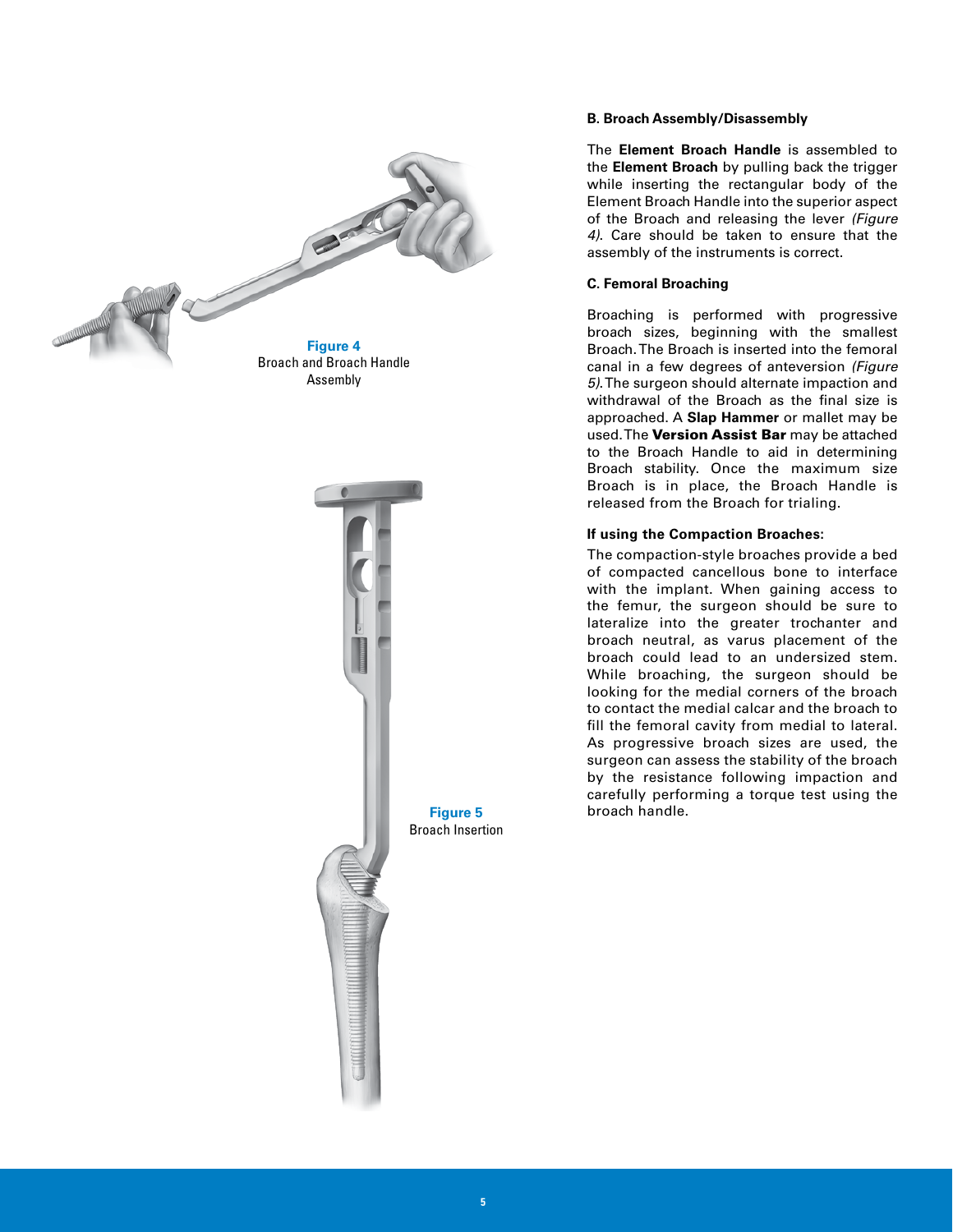Figure 4
Broach and Broach Handle Assembly

Figure 5
Broach Insertion

### B. Broach Assembly/Disassembly

The **Element Broach Handle** is assembled to the **Element Broach** by pulling back the trigger while inserting the rectangular body of the Element Broach Handle into the superior aspect of the Broach and releasing the lever *(Figure 4)*. Care should be taken to ensure that the assembly of the instruments is correct.

### C. Femoral Broaching

Broaching is performed with progressive broach sizes, beginning with the smallest Broach. The Broach is inserted into the femoral canal in a few degrees of anteversion *(Figure 5)*. The surgeon should alternate impaction and withdrawal of the Broach as the final size is approached. A **Slap Hammer** or mallet may be used. The **Version Assist Bar** may be attached to the Broach Handle to aid in determining Broach stability. Once the maximum size Broach is in place, the Broach Handle is released from the Broach for trialing.

**If using the Compaction Broaches:**

The compaction-style broaches provide a bed of compacted cancellous bone to interface with the implant. When gaining access to the femur, the surgeon should be sure to lateralize into the greater trochanter and broach neutral, as varus placement of the broach could lead to an undersized stem. While broaching, the surgeon should be looking for the medial corners of the broach to contact the medial calcar and the broach to fill the femoral cavity from medial to lateral. As progressive broach sizes are used, the surgeon can assess the stability of the broach by the resistance following impaction and carefully performing a torque test using the broach handle.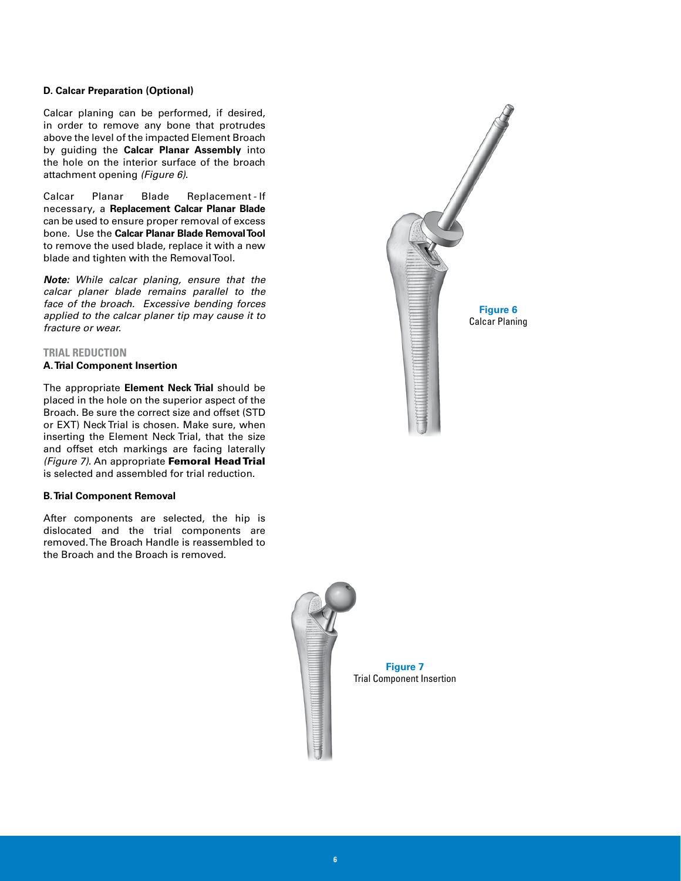**D. Calcar Preparation (Optional)**

Calcar planing can be performed, if desired, in order to remove any bone that protrudes above the level of the impacted Element Broach by guiding the **Calcar Planar Assembly** into the hole on the interior surface of the broach attachment opening *(Figure 6)*.

Calcar Planar Blade Replacement - If necessary, a **Replacement Calcar Planar Blade** can be used to ensure proper removal of excess bone. Use the **Calcar Planar Blade Removal Tool** to remove the used blade, replace it with a new blade and tighten with the Removal Tool.

***Note:*** *While calcar planing, ensure that the calcar planer blade remains parallel to the face of the broach. Excessive bending forces applied to the calcar planer tip may cause it to fracture or wear.*

**Figure 6**
Calcar Planing

## TRIAL REDUCTION

**A. Trial Component Insertion**

The appropriate **Element Neck Trial** should be placed in the hole on the superior aspect of the Broach. Be sure the correct size and offset (STD or EXT) Neck Trial is chosen. Make sure, when inserting the Element Neck Trial, that the size and offset etch markings are facing laterally *(Figure 7)*. An appropriate **Femoral Head Trial** is selected and assembled for trial reduction.

**B. Trial Component Removal**

After components are selected, the hip is dislocated and the trial components are removed. The Broach Handle is reassembled to the Broach and the Broach is removed.

**Figure 7**
Trial Component Insertion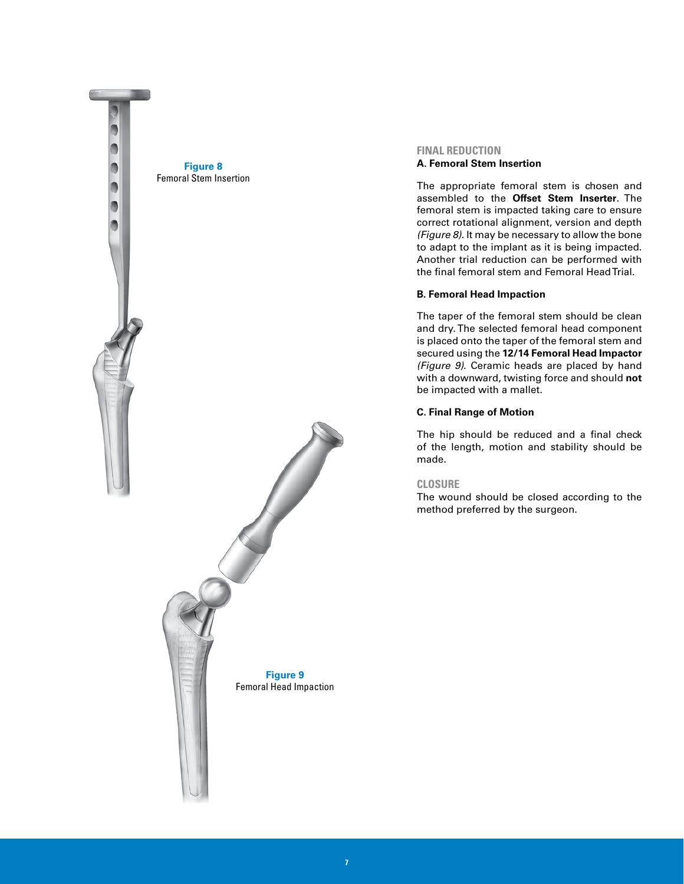Figure 8
Femoral Stem Insertion

Figure 9
Femoral Head Impaction

## FINAL REDUCTION

### A. Femoral Stem Insertion

The appropriate femoral stem is chosen and assembled to the **Offset Stem Inserter**. The femoral stem is impacted taking care to ensure correct rotational alignment, version and depth *(Figure 8)*. It may be necessary to allow the bone to adapt to the implant as it is being impacted. Another trial reduction can be performed with the final femoral stem and Femoral Head Trial.

### B. Femoral Head Impaction

The taper of the femoral stem should be clean and dry. The selected femoral head component is placed onto the taper of the femoral stem and secured using the **12/14 Femoral Head Impactor** *(Figure 9)*. Ceramic heads are placed by hand with a downward, twisting force and should **not** be impacted with a mallet.

### C. Final Range of Motion

The hip should be reduced and a final check of the length, motion and stability should be made.

## CLOSURE

The wound should be closed according to the method preferred by the surgeon.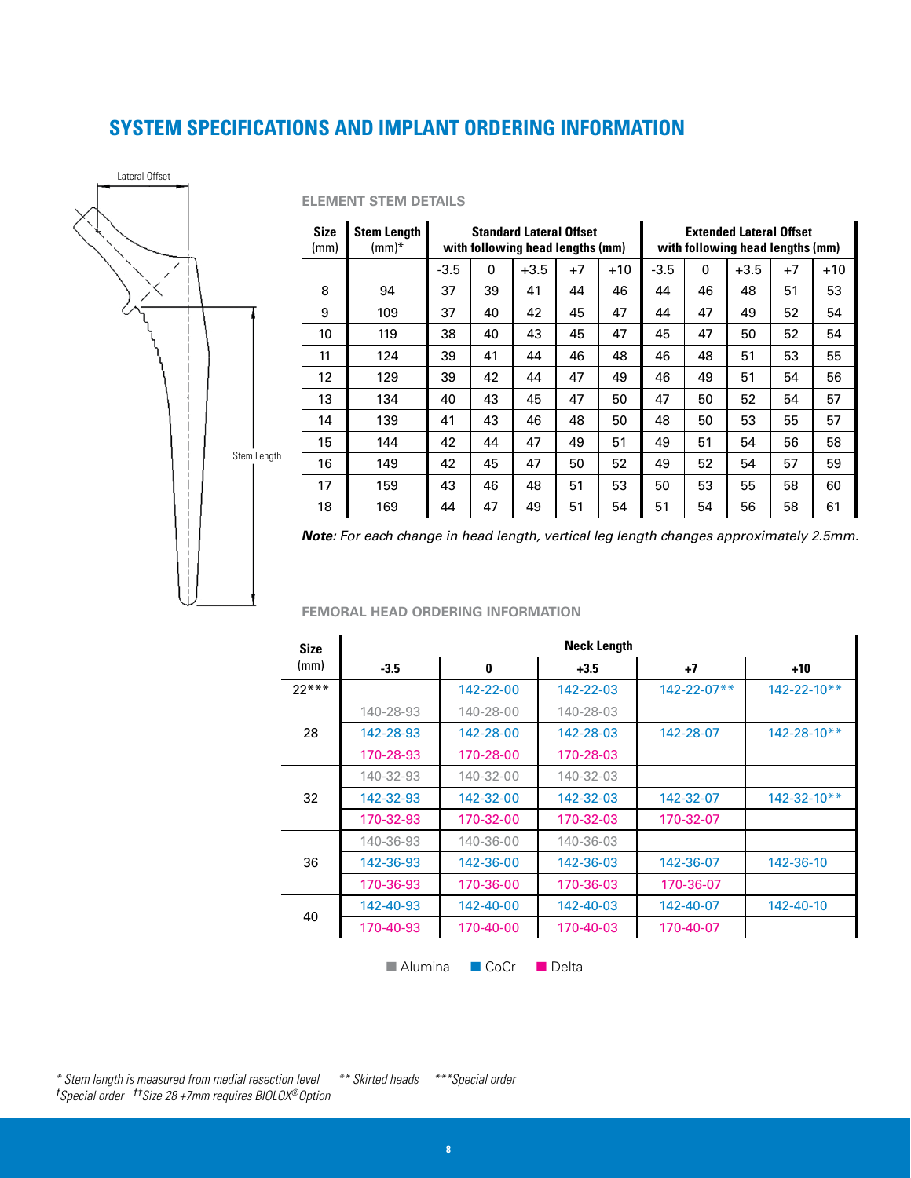## SYSTEM SPECIFICATIONS AND IMPLANT ORDERING INFORMATION

Lateral Offset

Stem Length

### ELEMENT STEM DETAILS

| Size (mm) | Stem Length (mm)* | Standard Lateral Offset with following head lengths (mm) | | | | | Extended Lateral Offset with following head lengths (mm) | | | | |
|---|---|---|---|---|---|---|---|---|---|---|---|
| | | -3.5 | 0 | +3.5 | +7 | +10 | -3.5 | 0 | +3.5 | +7 | +10 |
| 8 | 94 | 37 | 39 | 41 | 44 | 46 | 44 | 46 | 48 | 51 | 53 |
| 9 | 109 | 37 | 40 | 42 | 45 | 47 | 44 | 47 | 49 | 52 | 54 |
| 10 | 119 | 38 | 40 | 43 | 45 | 47 | 45 | 47 | 50 | 52 | 54 |
| 11 | 124 | 39 | 41 | 44 | 46 | 48 | 46 | 48 | 51 | 53 | 55 |
| 12 | 129 | 39 | 42 | 44 | 47 | 49 | 46 | 49 | 51 | 54 | 56 |
| 13 | 134 | 40 | 43 | 45 | 47 | 50 | 47 | 50 | 52 | 54 | 57 |
| 14 | 139 | 41 | 43 | 46 | 48 | 50 | 48 | 50 | 53 | 55 | 57 |
| 15 | 144 | 42 | 44 | 47 | 49 | 51 | 49 | 51 | 54 | 56 | 58 |
| 16 | 149 | 42 | 45 | 47 | 50 | 52 | 49 | 52 | 54 | 57 | 59 |
| 17 | 159 | 43 | 46 | 48 | 51 | 53 | 50 | 53 | 55 | 58 | 60 |
| 18 | 169 | 44 | 47 | 49 | 51 | 54 | 51 | 54 | 56 | 58 | 61 |

***Note****: For each change in head length, vertical leg length changes approximately 2.5mm.*

### FEMORAL HEAD ORDERING INFORMATION

| Size (mm) | Neck Length -3.5 | 0 | +3.5 | +7 | +10 |
|---|---|---|---|---|---|
| 22*** | | 142-22-00 | 142-22-03 | 142-22-07** | 142-22-10** |
| 28 | 140-28-93 | 140-28-00 | 140-28-03 | | |
| | 142-28-93 | 142-28-00 | 142-28-03 | 142-28-07 | 142-28-10** |
| | 170-28-93 | 170-28-00 | 170-28-03 | | |
| 32 | 140-32-93 | 140-32-00 | 140-32-03 | | |
| | 142-32-93 | 142-32-00 | 142-32-03 | 142-32-07 | 142-32-10** |
| | 170-32-93 | 170-32-00 | 170-32-03 | 170-32-07 | |
| 36 | 140-36-93 | 140-36-00 | 140-36-03 | | |
| | 142-36-93 | 142-36-00 | 142-36-03 | 142-36-07 | 142-36-10 |
| | 170-36-93 | 170-36-00 | 170-36-03 | 170-36-07 | |
| 40 | 142-40-93 | 142-40-00 | 142-40-03 | 142-40-07 | 142-40-10 |
| | 170-40-93 | 170-40-00 | 170-40-03 | 170-40-07 | |

■ Alumina ■ CoCr ■ Delta

*\* Stem length is measured from medial resection level* *\*\* Skirted heads* *\*\*\*Special order*
*†Special order* *††Size 28 +7mm requires BIOLOX® Option*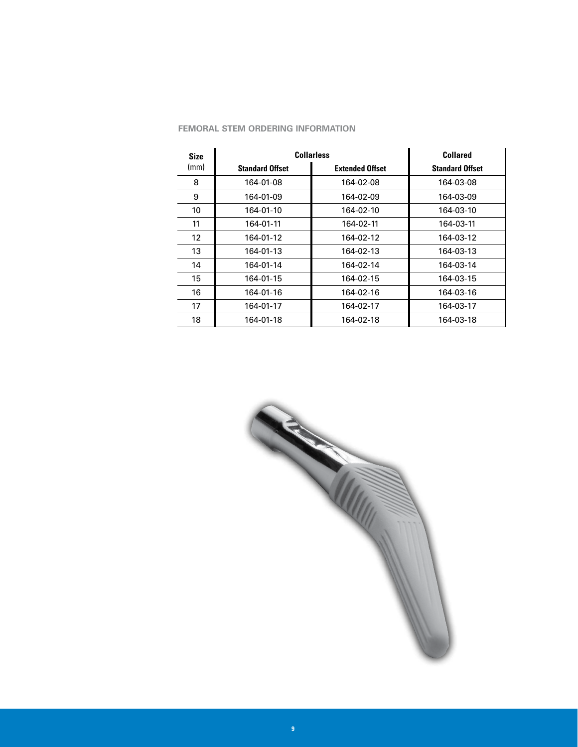## FEMORAL STEM ORDERING INFORMATION

| Size (mm) | Collarless | | Collared |
|---|---|---|---|
| | Standard Offset | Extended Offset | Standard Offset |
| 8 | 164-01-08 | 164-02-08 | 164-03-08 |
| 9 | 164-01-09 | 164-02-09 | 164-03-09 |
| 10 | 164-01-10 | 164-02-10 | 164-03-10 |
| 11 | 164-01-11 | 164-02-11 | 164-03-11 |
| 12 | 164-01-12 | 164-02-12 | 164-03-12 |
| 13 | 164-01-13 | 164-02-13 | 164-03-13 |
| 14 | 164-01-14 | 164-02-14 | 164-03-14 |
| 15 | 164-01-15 | 164-02-15 | 164-03-15 |
| 16 | 164-01-16 | 164-02-16 | 164-03-16 |
| 17 | 164-01-17 | 164-02-17 | 164-03-17 |
| 18 | 164-01-18 | 164-02-18 | 164-03-18 |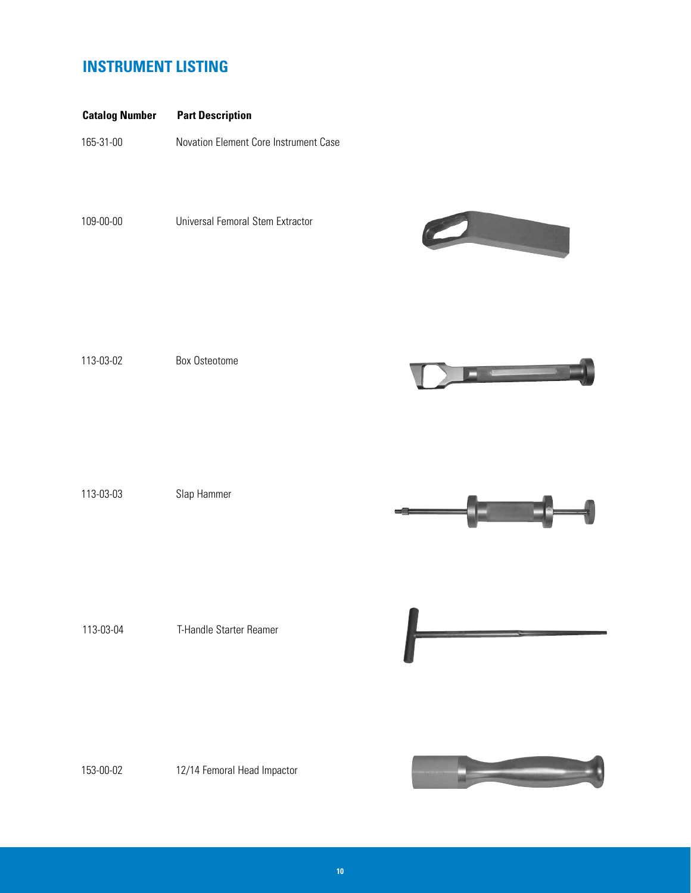## INSTRUMENT LISTING

| Catalog Number | Part Description |
|---|---|
| 165-31-00 | Novation Element Core Instrument Case |
| 109-00-00 | Universal Femoral Stem Extractor |
| 113-03-02 | Box Osteotome |
| 113-03-03 | Slap Hammer |
| 113-03-04 | T-Handle Starter Reamer |
| 153-00-02 | 12/14 Femoral Head Impactor |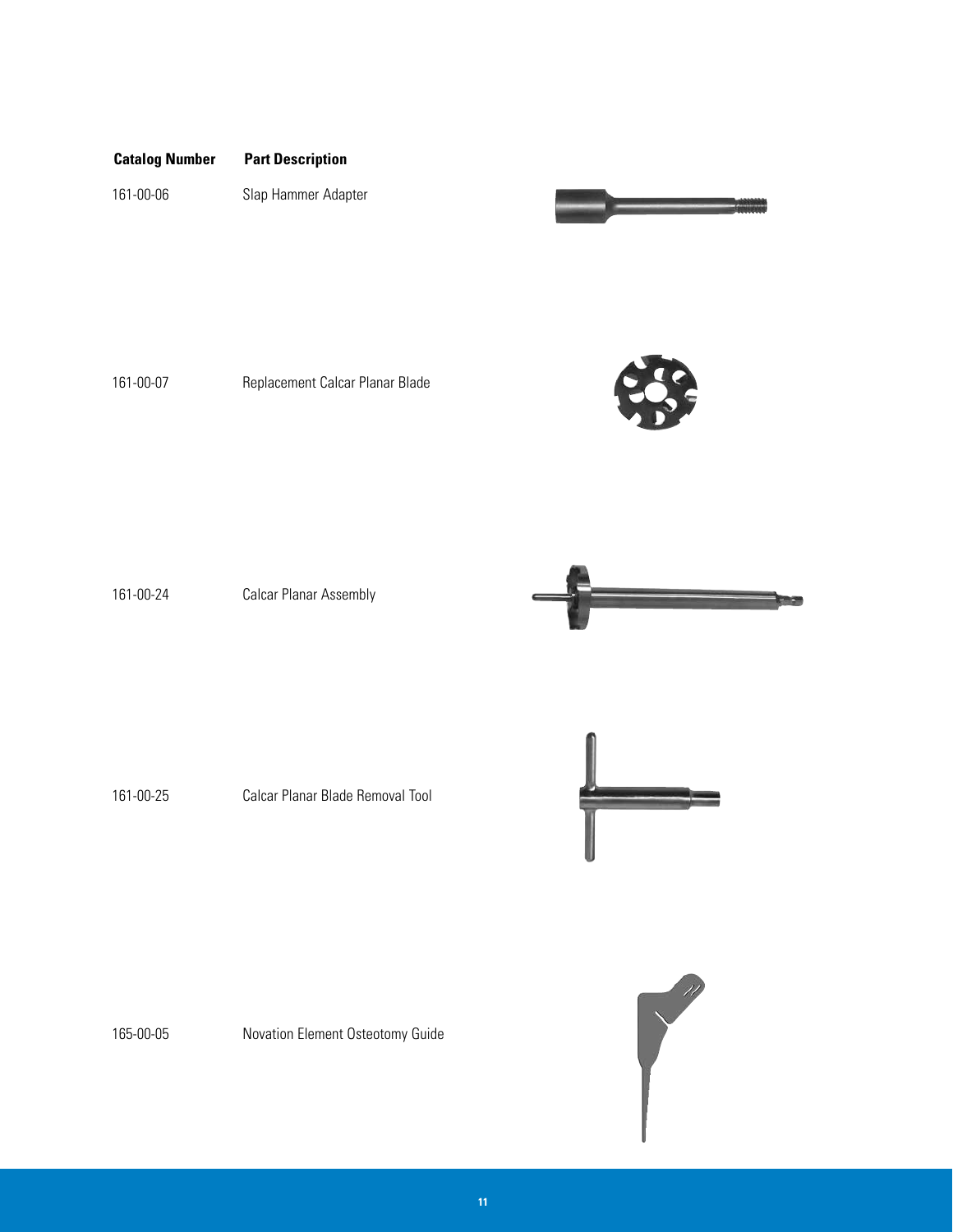| Catalog Number | Part Description |
|---|---|
| 161-00-06 | Slap Hammer Adapter |
| 161-00-07 | Replacement Calcar Planar Blade |
| 161-00-24 | Calcar Planar Assembly |
| 161-00-25 | Calcar Planar Blade Removal Tool |
| 165-00-05 | Novation Element Osteotomy Guide |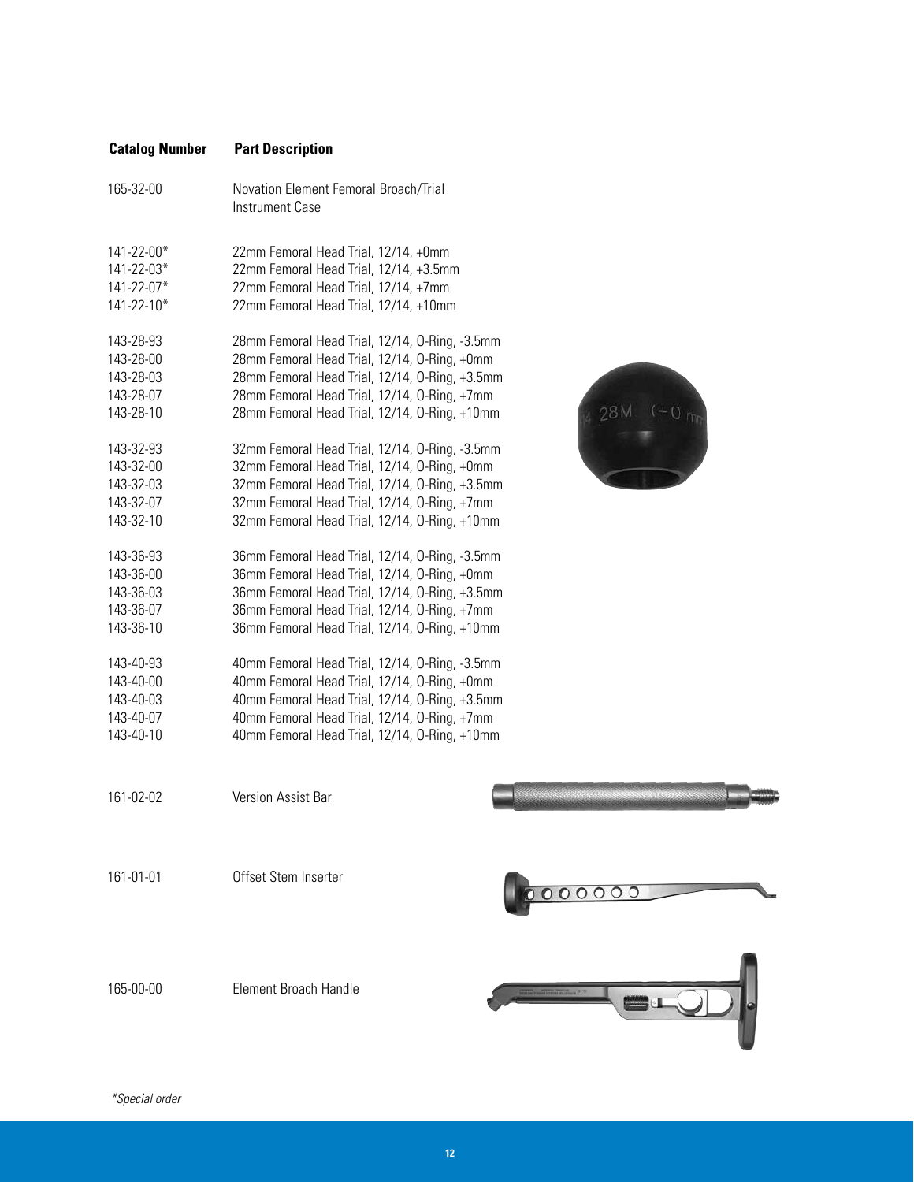| Catalog Number | Part Description |
| --- | --- |
| 165-32-00 | Novation Element Femoral Broach/Trial Instrument Case |
| 141-22-00* | 22mm Femoral Head Trial, 12/14, +0mm |
| 141-22-03* | 22mm Femoral Head Trial, 12/14, +3.5mm |
| 141-22-07* | 22mm Femoral Head Trial, 12/14, +7mm |
| 141-22-10* | 22mm Femoral Head Trial, 12/14, +10mm |
| 143-28-93 | 28mm Femoral Head Trial, 12/14, O-Ring, -3.5mm |
| 143-28-00 | 28mm Femoral Head Trial, 12/14, O-Ring, +0mm |
| 143-28-03 | 28mm Femoral Head Trial, 12/14, O-Ring, +3.5mm |
| 143-28-07 | 28mm Femoral Head Trial, 12/14, O-Ring, +7mm |
| 143-28-10 | 28mm Femoral Head Trial, 12/14, O-Ring, +10mm |
| 143-32-93 | 32mm Femoral Head Trial, 12/14, O-Ring, -3.5mm |
| 143-32-00 | 32mm Femoral Head Trial, 12/14, O-Ring, +0mm |
| 143-32-03 | 32mm Femoral Head Trial, 12/14, O-Ring, +3.5mm |
| 143-32-07 | 32mm Femoral Head Trial, 12/14, O-Ring, +7mm |
| 143-32-10 | 32mm Femoral Head Trial, 12/14, O-Ring, +10mm |
| 143-36-93 | 36mm Femoral Head Trial, 12/14, O-Ring, -3.5mm |
| 143-36-00 | 36mm Femoral Head Trial, 12/14, O-Ring, +0mm |
| 143-36-03 | 36mm Femoral Head Trial, 12/14, O-Ring, +3.5mm |
| 143-36-07 | 36mm Femoral Head Trial, 12/14, O-Ring, +7mm |
| 143-36-10 | 36mm Femoral Head Trial, 12/14, O-Ring, +10mm |
| 143-40-93 | 40mm Femoral Head Trial, 12/14, O-Ring, -3.5mm |
| 143-40-00 | 40mm Femoral Head Trial, 12/14, O-Ring, +0mm |
| 143-40-03 | 40mm Femoral Head Trial, 12/14, O-Ring, +3.5mm |
| 143-40-07 | 40mm Femoral Head Trial, 12/14, O-Ring, +7mm |
| 143-40-10 | 40mm Femoral Head Trial, 12/14, O-Ring, +10mm |
| 161-02-02 | Version Assist Bar |
| 161-01-01 | Offset Stem Inserter |
| 165-00-00 | Element Broach Handle |

*\*Special order*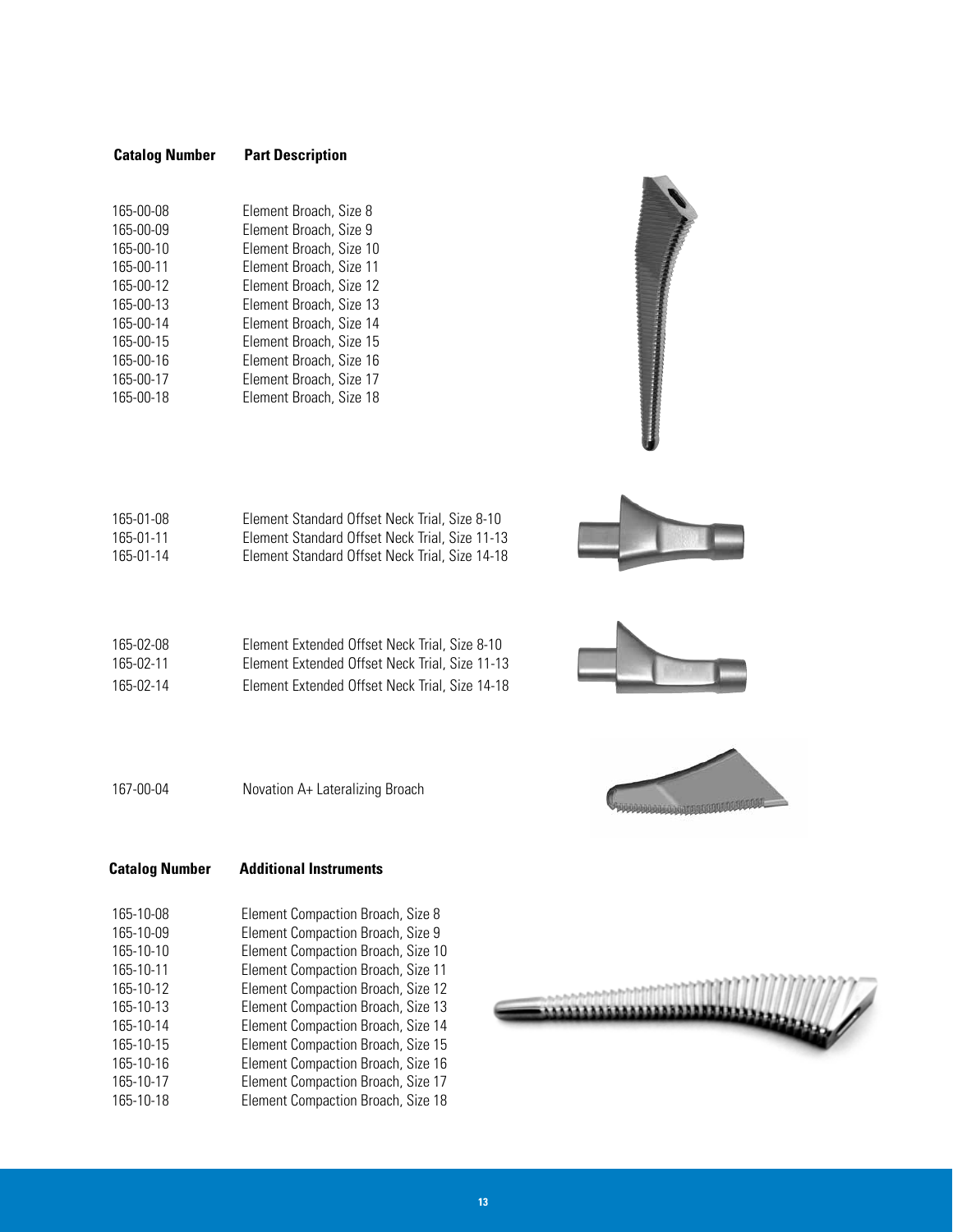| Catalog Number | Part Description |
| --- | --- |
| 165-00-08 | Element Broach, Size 8 |
| 165-00-09 | Element Broach, Size 9 |
| 165-00-10 | Element Broach, Size 10 |
| 165-00-11 | Element Broach, Size 11 |
| 165-00-12 | Element Broach, Size 12 |
| 165-00-13 | Element Broach, Size 13 |
| 165-00-14 | Element Broach, Size 14 |
| 165-00-15 | Element Broach, Size 15 |
| 165-00-16 | Element Broach, Size 16 |
| 165-00-17 | Element Broach, Size 17 |
| 165-00-18 | Element Broach, Size 18 |
| 165-01-08 | Element Standard Offset Neck Trial, Size 8-10 |
| 165-01-11 | Element Standard Offset Neck Trial, Size 11-13 |
| 165-01-14 | Element Standard Offset Neck Trial, Size 14-18 |
| 165-02-08 | Element Extended Offset Neck Trial, Size 8-10 |
| 165-02-11 | Element Extended Offset Neck Trial, Size 11-13 |
| 165-02-14 | Element Extended Offset Neck Trial, Size 14-18 |
| 167-00-04 | Novation A+ Lateralizing Broach |

| Catalog Number | Additional Instruments |
| --- | --- |
| 165-10-08 | Element Compaction Broach, Size 8 |
| 165-10-09 | Element Compaction Broach, Size 9 |
| 165-10-10 | Element Compaction Broach, Size 10 |
| 165-10-11 | Element Compaction Broach, Size 11 |
| 165-10-12 | Element Compaction Broach, Size 12 |
| 165-10-13 | Element Compaction Broach, Size 13 |
| 165-10-14 | Element Compaction Broach, Size 14 |
| 165-10-15 | Element Compaction Broach, Size 15 |
| 165-10-16 | Element Compaction Broach, Size 16 |
| 165-10-17 | Element Compaction Broach, Size 17 |
| 165-10-18 | Element Compaction Broach, Size 18 |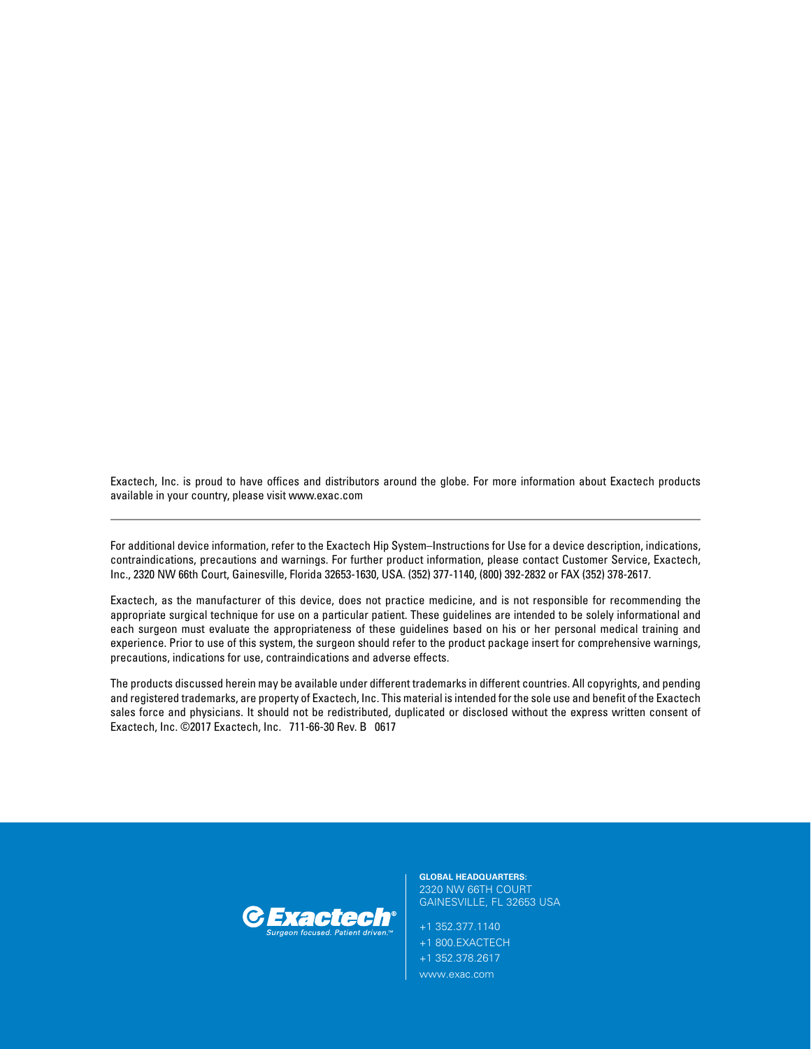Exactech, Inc. is proud to have offices and distributors around the globe. For more information about Exactech products available in your country, please visit www.exac.com

---

For additional device information, refer to the Exactech Hip System–Instructions for Use for a device description, indications, contraindications, precautions and warnings. For further product information, please contact Customer Service, Exactech, Inc., 2320 NW 66th Court, Gainesville, Florida 32653-1630, USA. (352) 377-1140, (800) 392-2832 or FAX (352) 378-2617.

Exactech, as the manufacturer of this device, does not practice medicine, and is not responsible for recommending the appropriate surgical technique for use on a particular patient. These guidelines are intended to be solely informational and each surgeon must evaluate the appropriateness of these guidelines based on his or her personal medical training and experience. Prior to use of this system, the surgeon should refer to the product package insert for comprehensive warnings, precautions, indications for use, contraindications and adverse effects.

The products discussed herein may be available under different trademarks in different countries. All copyrights, and pending and registered trademarks, are property of Exactech, Inc. This material is intended for the sole use and benefit of the Exactech sales force and physicians. It should not be redistributed, duplicated or disclosed without the express written consent of Exactech, Inc. ©2017 Exactech, Inc. 711-66-30 Rev. B 0617

Exactech®
Surgeon focused. Patient driven.™

**GLOBAL HEADQUARTERS:**
2320 NW 66TH COURT
GAINESVILLE, FL 32653 USA

+1 352.377.1140
+1 800.EXACTECH
+1 352.378.2617
www.exac.com